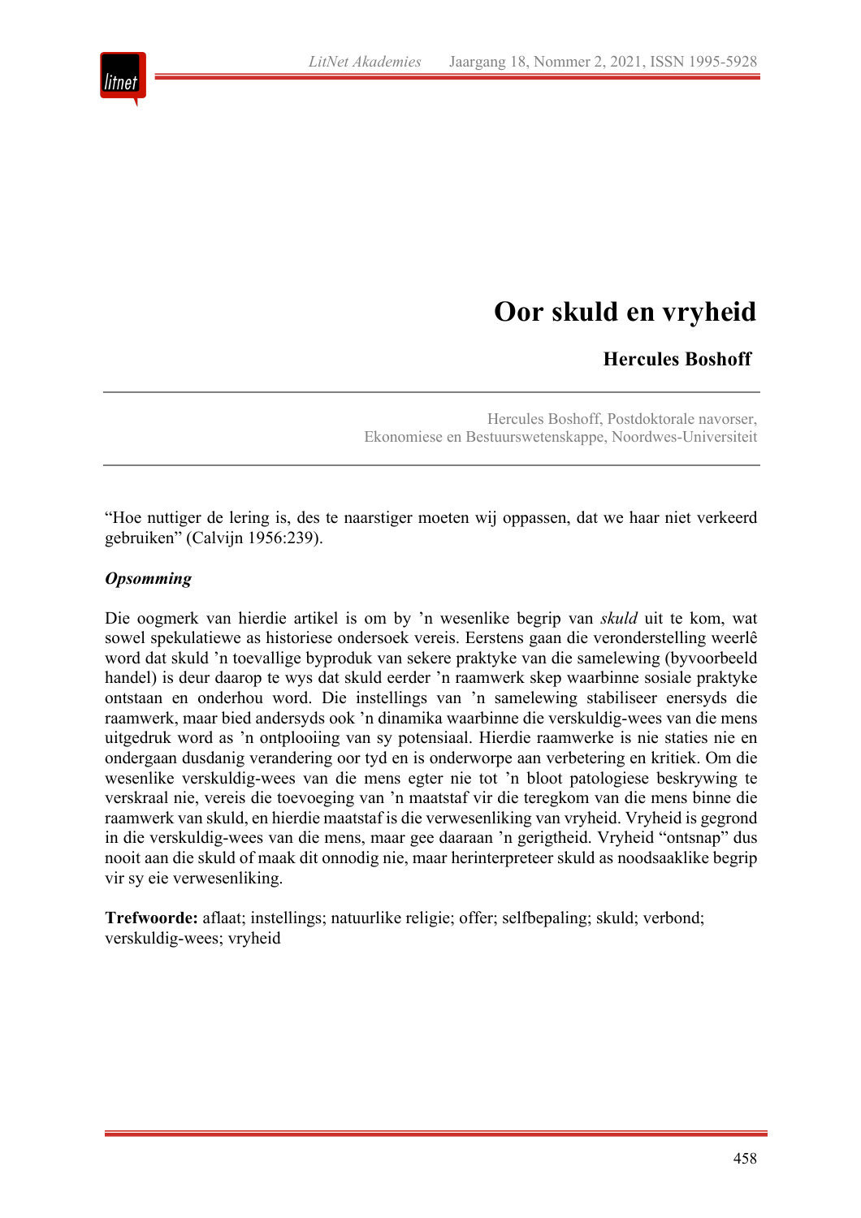# Oor skuld en vryheid

**Hercules Boshoff**

Hercules Boshoff, Postdoktorale navorser,
Ekonomiese en Bestuurswetenskappe, Noordwes-Universiteit

"Hoe nuttiger de lering is, des te naarstiger moeten wij oppassen, dat we haar niet verkeerd gebruiken" (Calvijn 1956:239).

***Opsomming***

Die oogmerk van hierdie artikel is om by 'n wesenlike begrip van *skuld* uit te kom, wat sowel spekulatiewe as historiese ondersoek vereis. Eerstens gaan die veronderstelling weerlê word dat skuld 'n toevallige byproduk van sekere praktyke van die samelewing (byvoorbeeld handel) is deur daarop te wys dat skuld eerder 'n raamwerk skep waarbinne sosiale praktyke ontstaan en onderhou word. Die instellings van 'n samelewing stabiliseer enersyds die raamwerk, maar bied andersyds ook 'n dinamika waarbinne die verskuldig-wees van die mens uitgedruk word as 'n ontplooiing van sy potensiaal. Hierdie raamwerke is nie staties nie en ondergaan dusdanig verandering oor tyd en is onderworpe aan verbetering en kritiek. Om die wesenlike verskuldig-wees van die mens egter nie tot 'n bloot patologiese beskrywing te verskraal nie, vereis die toevoeging van 'n maatstaf vir die teregkom van die mens binne die raamwerk van skuld, en hierdie maatstaf is die verwesenliking van vryheid. Vryheid is gegrond in die verskuldig-wees van die mens, maar gee daaraan 'n gerigtheid. Vryheid "ontsnap" dus nooit aan die skuld of maak dit onnodig nie, maar herinterpreteer skuld as noodsaaklike begrip vir sy eie verwesenliking.

**Trefwoorde:** aflaat; instellings; natuurlike religie; offer; selfbepaling; skuld; verbond; verskuldig-wees; vryheid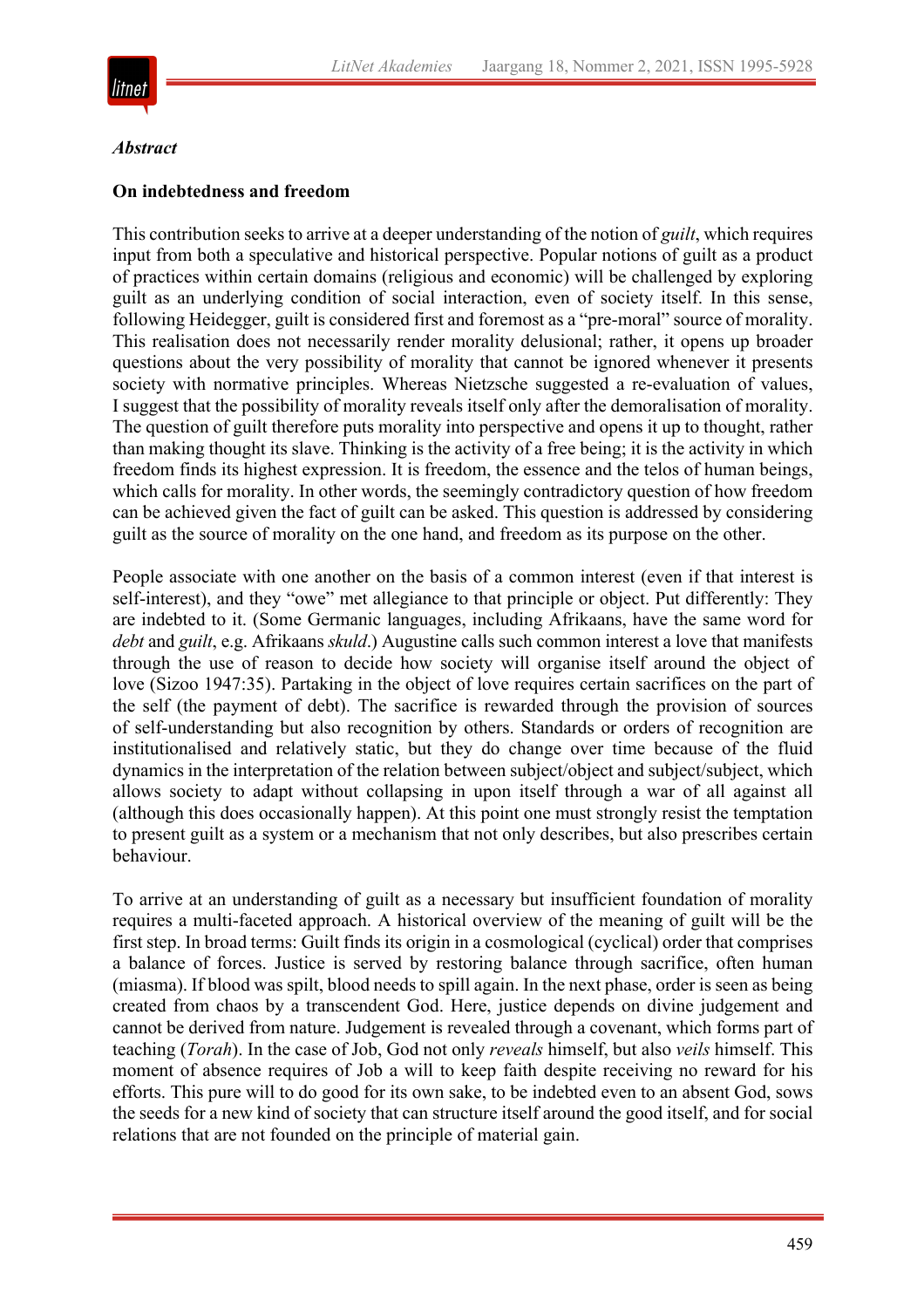***Abstract***

**On indebtedness and freedom**

This contribution seeks to arrive at a deeper understanding of the notion of *guilt*, which requires input from both a speculative and historical perspective. Popular notions of guilt as a product of practices within certain domains (religious and economic) will be challenged by exploring guilt as an underlying condition of social interaction, even of society itself. In this sense, following Heidegger, guilt is considered first and foremost as a "pre-moral" source of morality. This realisation does not necessarily render morality delusional; rather, it opens up broader questions about the very possibility of morality that cannot be ignored whenever it presents society with normative principles. Whereas Nietzsche suggested a re-evaluation of values, I suggest that the possibility of morality reveals itself only after the demoralisation of morality. The question of guilt therefore puts morality into perspective and opens it up to thought, rather than making thought its slave. Thinking is the activity of a free being; it is the activity in which freedom finds its highest expression. It is freedom, the essence and the telos of human beings, which calls for morality. In other words, the seemingly contradictory question of how freedom can be achieved given the fact of guilt can be asked. This question is addressed by considering guilt as the source of morality on the one hand, and freedom as its purpose on the other.

People associate with one another on the basis of a common interest (even if that interest is self-interest), and they "owe" met allegiance to that principle or object. Put differently: They are indebted to it. (Some Germanic languages, including Afrikaans, have the same word for *debt* and *guilt*, e.g. Afrikaans *skuld*.) Augustine calls such common interest a love that manifests through the use of reason to decide how society will organise itself around the object of love (Sizoo 1947:35). Partaking in the object of love requires certain sacrifices on the part of the self (the payment of debt). The sacrifice is rewarded through the provision of sources of self-understanding but also recognition by others. Standards or orders of recognition are institutionalised and relatively static, but they do change over time because of the fluid dynamics in the interpretation of the relation between subject/object and subject/subject, which allows society to adapt without collapsing in upon itself through a war of all against all (although this does occasionally happen). At this point one must strongly resist the temptation to present guilt as a system or a mechanism that not only describes, but also prescribes certain behaviour.

To arrive at an understanding of guilt as a necessary but insufficient foundation of morality requires a multi-faceted approach. A historical overview of the meaning of guilt will be the first step. In broad terms: Guilt finds its origin in a cosmological (cyclical) order that comprises a balance of forces. Justice is served by restoring balance through sacrifice, often human (miasma). If blood was spilt, blood needs to spill again. In the next phase, order is seen as being created from chaos by a transcendent God. Here, justice depends on divine judgement and cannot be derived from nature. Judgement is revealed through a covenant, which forms part of teaching (*Torah*). In the case of Job, God not only *reveals* himself, but also *veils* himself. This moment of absence requires of Job a will to keep faith despite receiving no reward for his efforts. This pure will to do good for its own sake, to be indebted even to an absent God, sows the seeds for a new kind of society that can structure itself around the good itself, and for social relations that are not founded on the principle of material gain.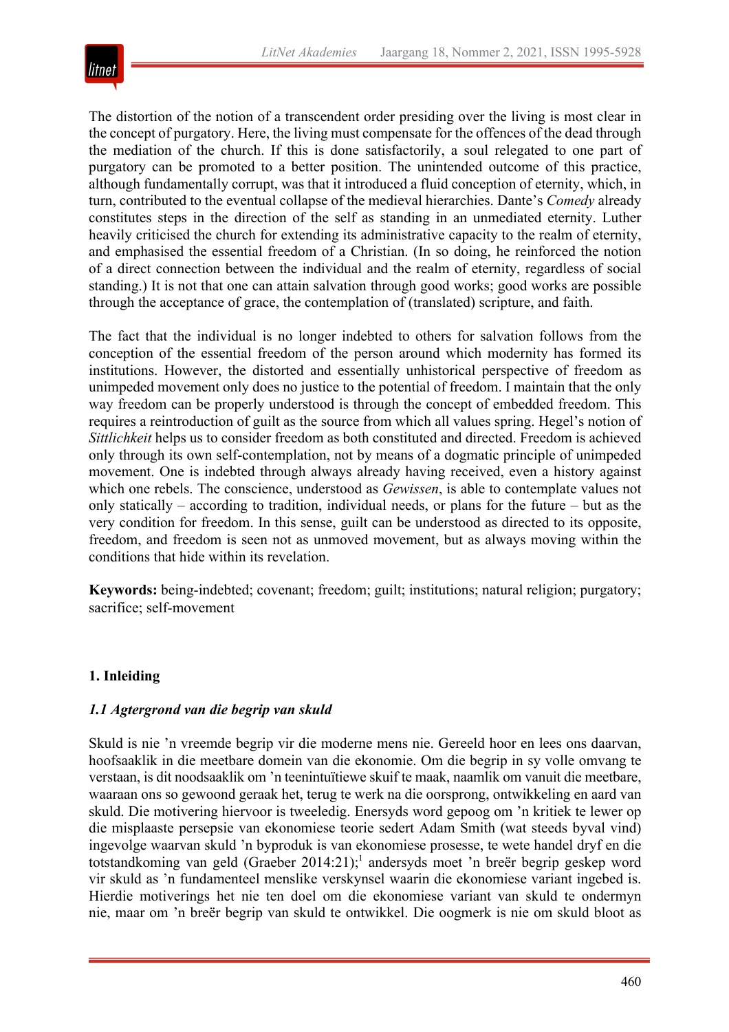The distortion of the notion of a transcendent order presiding over the living is most clear in the concept of purgatory. Here, the living must compensate for the offences of the dead through the mediation of the church. If this is done satisfactorily, a soul relegated to one part of purgatory can be promoted to a better position. The unintended outcome of this practice, although fundamentally corrupt, was that it introduced a fluid conception of eternity, which, in turn, contributed to the eventual collapse of the medieval hierarchies. Dante's *Comedy* already constitutes steps in the direction of the self as standing in an unmediated eternity. Luther heavily criticised the church for extending its administrative capacity to the realm of eternity, and emphasised the essential freedom of a Christian. (In so doing, he reinforced the notion of a direct connection between the individual and the realm of eternity, regardless of social standing.) It is not that one can attain salvation through good works; good works are possible through the acceptance of grace, the contemplation of (translated) scripture, and faith.

The fact that the individual is no longer indebted to others for salvation follows from the conception of the essential freedom of the person around which modernity has formed its institutions. However, the distorted and essentially unhistorical perspective of freedom as unimpeded movement only does no justice to the potential of freedom. I maintain that the only way freedom can be properly understood is through the concept of embedded freedom. This requires a reintroduction of guilt as the source from which all values spring. Hegel's notion of *Sittlichkeit* helps us to consider freedom as both constituted and directed. Freedom is achieved only through its own self-contemplation, not by means of a dogmatic principle of unimpeded movement. One is indebted through always already having received, even a history against which one rebels. The conscience, understood as *Gewissen*, is able to contemplate values not only statically – according to tradition, individual needs, or plans for the future – but as the very condition for freedom. In this sense, guilt can be understood as directed to its opposite, freedom, and freedom is seen not as unmoved movement, but as always moving within the conditions that hide within its revelation.

**Keywords:** being-indebted; covenant; freedom; guilt; institutions; natural religion; purgatory; sacrifice; self-movement

## 1. Inleiding

### *1.1 Agtergrond van die begrip van skuld*

Skuld is nie 'n vreemde begrip vir die moderne mens nie. Gereeld hoor en lees ons daarvan, hoofsaaklik in die meetbare domein van die ekonomie. Om die begrip in sy volle omvang te verstaan, is dit noodsaaklik om 'n teenintuïtiewe skuif te maak, naamlik om vanuit die meetbare, waaraan ons so gewoond geraak het, terug te werk na die oorsprong, ontwikkeling en aard van skuld. Die motivering hiervoor is tweeledig. Enersyds word gepoog om 'n kritiek te lewer op die misplaaste persepsie van ekonomiese teorie sedert Adam Smith (wat steeds byval vind) ingevolge waarvan skuld 'n byproduk is van ekonomiese prosesse, te wete handel dryf en die totstandkoming van geld (Graeber 2014:21);[1] andersyds moet 'n breër begrip geskep word vir skuld as 'n fundamenteel menslike verskynsel waarin die ekonomiese variant ingebed is. Hierdie motiverings het nie ten doel om die ekonomiese variant van skuld te ondermyn nie, maar om 'n breër begrip van skuld te ontwikkel. Die oogmerk is nie om skuld bloot as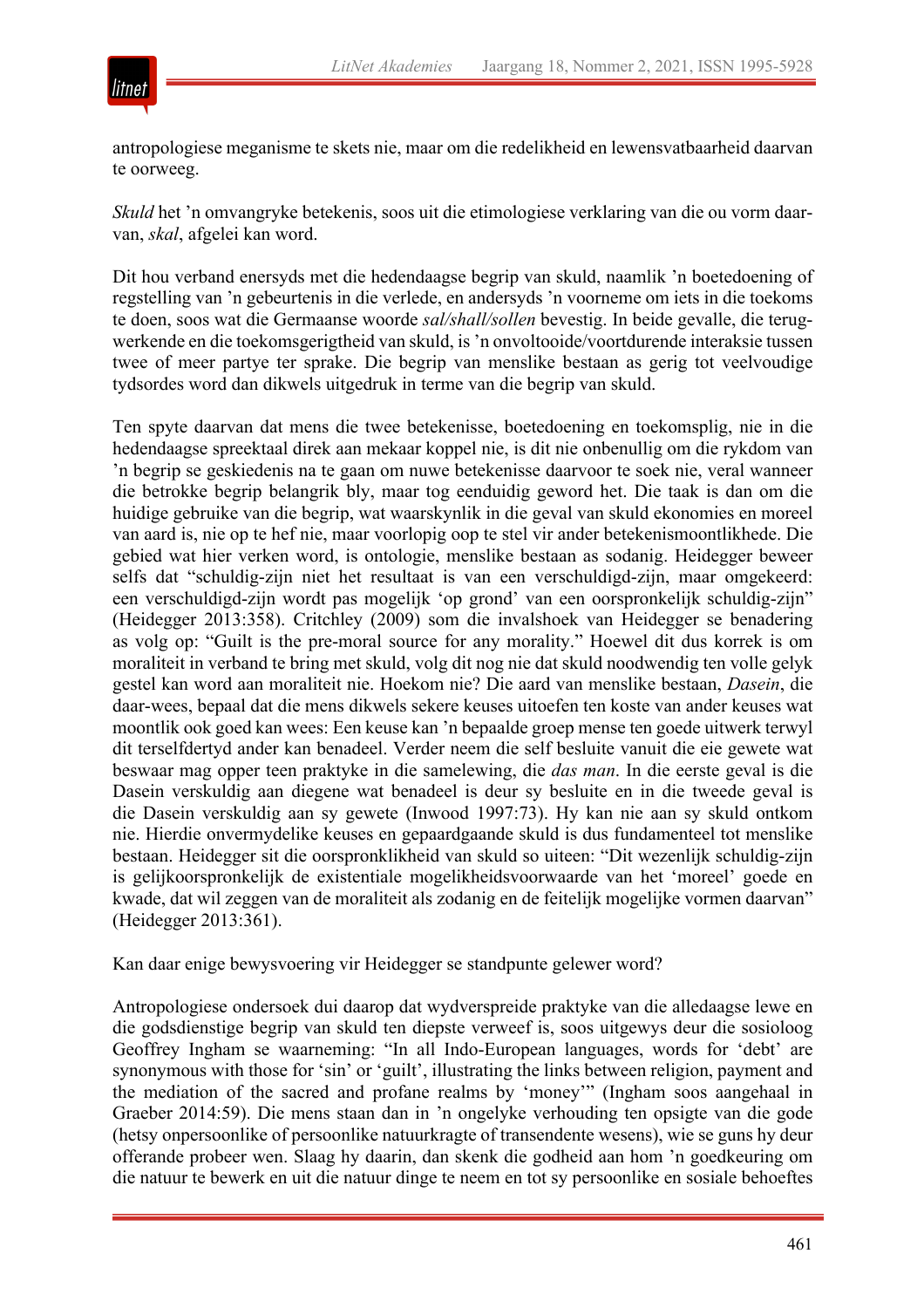antropologiese meganisme te skets nie, maar om die redelikheid en lewensvatbaarheid daarvan te oorweeg.

*Skuld* het 'n omvangryke betekenis, soos uit die etimologiese verklaring van die ou vorm daarvan, *skal*, afgelei kan word.

Dit hou verband enersyds met die hedendaagse begrip van skuld, naamlik 'n boetedoening of regstelling van 'n gebeurtenis in die verlede, en andersyds 'n voorneme om iets in die toekoms te doen, soos wat die Germaanse woorde *sal/shall/sollen* bevestig. In beide gevalle, die terugwerkende en die toekomsgerigtheid van skuld, is 'n onvoltooide/voortdurende interaksie tussen twee of meer partye ter sprake. Die begrip van menslike bestaan as gerig tot veelvoudige tydsordes word dan dikwels uitgedruk in terme van die begrip van skuld.

Ten spyte daarvan dat mens die twee betekenisse, boetedoening en toekomsplig, nie in die hedendaagse spreektaal direk aan mekaar koppel nie, is dit nie onbenullig om die rykdom van 'n begrip se geskiedenis na te gaan om nuwe betekenisse daarvoor te soek nie, veral wanneer die betrokke begrip belangrik bly, maar tog eenduidig geword het. Die taak is dan om die huidige gebruike van die begrip, wat waarskynlik in die geval van skuld ekonomies en moreel van aard is, nie op te hef nie, maar voorlopig oop te stel vir ander betekenismoontlikhede. Die gebied wat hier verken word, is ontologie, menslike bestaan as sodanig. Heidegger beweer selfs dat "schuldig-zijn niet het resultaat is van een verschuldigd-zijn, maar omgekeerd: een verschuldigd-zijn wordt pas mogelijk 'op grond' van een oorspronkelijk schuldig-zijn" (Heidegger 2013:358). Critchley (2009) som die invalshoek van Heidegger se benadering as volg op: "Guilt is the pre-moral source for any morality." Hoewel dit dus korrek is om moraliteit in verband te bring met skuld, volg dit nog nie dat skuld noodwendig ten volle gelyk gestel kan word aan moraliteit nie. Hoekom nie? Die aard van menslike bestaan, *Dasein*, die daar-wees, bepaal dat die mens dikwels sekere keuses uitoefen ten koste van ander keuses wat moontlik ook goed kan wees: Een keuse kan 'n bepaalde groep mense ten goede uitwerk terwyl dit terselfdertyd ander kan benadeel. Verder neem die self besluite vanuit die eie gewete wat beswaar mag opper teen praktyke in die samelewing, die *das man*. In die eerste geval is die Dasein verskuldig aan diegene wat benadeel is deur sy besluite en in die tweede geval is die Dasein verskuldig aan sy gewete (Inwood 1997:73). Hy kan nie aan sy skuld ontkom nie. Hierdie onvermydelike keuses en gepaardgaande skuld is dus fundamenteel tot menslike bestaan. Heidegger sit die oorspronklikheid van skuld so uiteen: "Dit wezenlijk schuldig-zijn is gelijkoorspronkelijk de existentiale mogelijkheidsvoorwaarde van het 'moreel' goede en kwade, dat wil zeggen van de moraliteit als zodanig en de feitelijk mogelijke vormen daarvan" (Heidegger 2013:361).

Kan daar enige bewysvoering vir Heidegger se standpunte gelewer word?

Antropologiese ondersoek dui daarop dat wydverspreide praktyke van die alledaagse lewe en die godsdienstige begrip van skuld ten diepste verweef is, soos uitgewys deur die sosioloog Geoffrey Ingham se waarneming: "In all Indo-European languages, words for 'debt' are synonymous with those for 'sin' or 'guilt', illustrating the links between religion, payment and the mediation of the sacred and profane realms by 'money'" (Ingham soos aangehaal in Graeber 2014:59). Die mens staan dan in 'n ongelyke verhouding ten opsigte van die gode (hetsy onpersoonlike of persoonlike natuurkragte of transendente wesens), wie se guns hy deur offerande probeer wen. Slaag hy daarin, dan skenk die godheid aan hom 'n goedkeuring om die natuur te bewerk en uit die natuur dinge te neem en tot sy persoonlike en sosiale behoeftes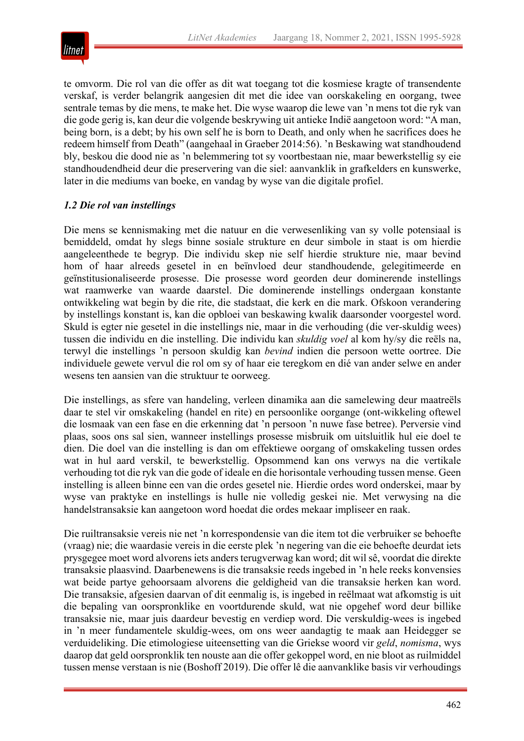te omvorm. Die rol van die offer as dit wat toegang tot die kosmiese kragte of transendente verskaf, is verder belangrik aangesien dit met die idee van oorskakeling en oorgang, twee sentrale temas by die mens, te make het. Die wyse waarop die lewe van 'n mens tot die ryk van die gode gerig is, kan deur die volgende beskrywing uit antieke Indië aangetoon word: "A man, being born, is a debt; by his own self he is born to Death, and only when he sacrifices does he redeem himself from Death" (aangehaal in Graeber 2014:56). 'n Beskawing wat standhoudend bly, beskou die dood nie as 'n belemmering tot sy voortbestaan nie, maar bewerkstellig sy eie standhoudendheid deur die preservering van die siel: aanvanklik in grafkelders en kunswerke, later in die mediums van boeke, en vandag by wyse van die digitale profiel.

### *1.2 Die rol van instellings*

Die mens se kennismaking met die natuur en die verwesenliking van sy volle potensiaal is bemiddeld, omdat hy slegs binne sosiale strukture en deur simbole in staat is om hierdie aangeleenthede te begryp. Die individu skep nie self hierdie strukture nie, maar bevind hom of haar alreeds gesetel in en beïnvloed deur standhoudende, gelegitimeerde en geïnstitusionaliseerde prosesse. Die prosesse word georden deur dominerende instellings wat raamwerke van waarde daarstel. Die dominerende instellings ondergaan konstante ontwikkeling wat begin by die rite, die stadstaat, die kerk en die mark. Ofskoon verandering by instellings konstant is, kan die opbloei van beskawing kwalik daarsonder voorgestel word. Skuld is egter nie gesetel in die instellings nie, maar in die verhouding (die ver-skuldig wees) tussen die individu en die instelling. Die individu kan *skuldig voel* al kom hy/sy die reëls na, terwyl die instellings 'n persoon skuldig kan *bevind* indien die persoon wette oortree. Die individuele gewete vervul die rol om sy of haar eie teregkom en dié van ander selwe en ander wesens ten aansien van die struktuur te oorweeg.

Die instellings, as sfere van handeling, verleen dinamika aan die samelewing deur maatreëls daar te stel vir omskakeling (handel en rite) en persoonlike oorgange (ont-wikkeling oftewel die losmaak van een fase en die erkenning dat 'n persoon 'n nuwe fase betree). Perversie vind plaas, soos ons sal sien, wanneer instellings prosesse misbruik om uitsluitlik hul eie doel te dien. Die doel van die instelling is dan om effektiewe oorgang of omskakeling tussen ordes wat in hul aard verskil, te bewerkstellig. Opsommend kan ons verwys na die vertikale verhouding tot die ryk van die gode of ideale en die horisontale verhouding tussen mense. Geen instelling is alleen binne een van die ordes gesetel nie. Hierdie ordes word onderskei, maar by wyse van praktyke en instellings is hulle nie volledig geskei nie. Met verwysing na die handelstransaksie kan aangetoon word hoedat die ordes mekaar impliseer en raak.

Die ruiltransaksie vereis nie net 'n korrespondensie van die item tot die verbruiker se behoefte (vraag) nie; die waardasie vereis in die eerste plek 'n negering van die eie behoefte deurdat iets prysgegee moet word alvorens iets anders terugverwag kan word; dit wil sê, voordat die direkte transaksie plaasvind. Daarbenewens is die transaksie reeds ingebed in 'n hele reeks konvensies wat beide partye gehoorsaam alvorens die geldigheid van die transaksie herken kan word. Die transaksie, afgesien daarvan of dit eenmalig is, is ingebed in reëlmaat wat afkomstig is uit die bepaling van oorspronklike en voortdurende skuld, wat nie opgehef word deur billike transaksie nie, maar juis daardeur bevestig en verdiep word. Die verskuldig-wees is ingebed in 'n meer fundamentele skuldig-wees, om ons weer aandagtig te maak aan Heidegger se verduideliking. Die etimologiese uiteensetting van die Griekse woord vir *geld*, *nomisma*, wys daarop dat geld oorspronklik ten nouste aan die offer gekoppel word, en nie bloot as ruilmiddel tussen mense verstaan is nie (Boshoff 2019). Die offer lê die aanvanklike basis vir verhoudings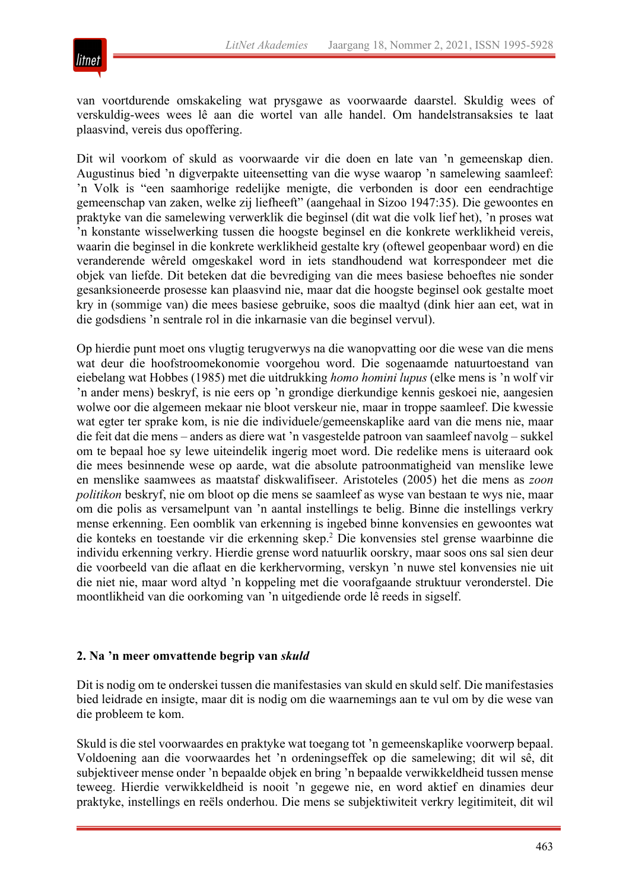van voortdurende omskakeling wat prysgawe as voorwaarde daarstel. Skuldig wees of verskuldig-wees wees lê aan die wortel van alle handel. Om handelstransaksies te laat plaasvind, vereis dus opoffering.

Dit wil voorkom of skuld as voorwaarde vir die doen en late van 'n gemeenskap dien. Augustinus bied 'n digverpakte uiteensetting van die wyse waarop 'n samelewing saamleef: 'n Volk is "een saamhorige redelijke menigte, die verbonden is door een eendrachtige gemeenschap van zaken, welke zij liefheeft" (aangehaal in Sizoo 1947:35). Die gewoontes en praktyke van die samelewing verwerklik die beginsel (dit wat die volk lief het), 'n proses wat 'n konstante wisselwerking tussen die hoogste beginsel en die konkrete werklikheid vereis, waarin die beginsel in die konkrete werklikheid gestalte kry (oftewel geopenbaar word) en die veranderende wêreld omgeskakel word in iets standhoudend wat korrespondeer met die objek van liefde. Dit beteken dat die bevrediging van die mees basiese behoeftes nie sonder gesanksioneerde prosesse kan plaasvind nie, maar dat die hoogste beginsel ook gestalte moet kry in (sommige van) die mees basiese gebruike, soos die maaltyd (dink hier aan eet, wat in die godsdiens 'n sentrale rol in die inkarnasie van die beginsel vervul).

Op hierdie punt moet ons vlugtig terugverwys na die wanopvatting oor die wese van die mens wat deur die hoofstroomekonomie voorgehou word. Die sogenaamde natuurtoestand van eiebelang wat Hobbes (1985) met die uitdrukking *homo homini lupus* (elke mens is 'n wolf vir 'n ander mens) beskryf, is nie eers op 'n grondige dierkundige kennis geskoei nie, aangesien wolwe oor die algemeen mekaar nie bloot verskeur nie, maar in troppe saamleef. Die kwessie wat egter ter sprake kom, is nie die individuele/gemeenskaplike aard van die mens nie, maar die feit dat die mens – anders as diere wat 'n vasgestelde patroon van saamleef navolg – sukkel om te bepaal hoe sy lewe uiteindelik ingerig moet word. Die redelike mens is uiteraard ook die mees besinnende wese op aarde, wat die absolute patroonmatigheid van menslike lewe en menslike saamwees as maatstaf diskwalifiseer. Aristoteles (2005) het die mens as *zoon politikon* beskryf, nie om bloot op die mens se saamleef as wyse van bestaan te wys nie, maar om die polis as versamelpunt van 'n aantal instellings te belig. Binne die instellings verkry mense erkenning. Een oomblik van erkenning is ingebed binne konvensies en gewoontes wat die konteks en toestande vir die erkenning skep.[2] Die konvensies stel grense waarbinne die individu erkenning verkry. Hierdie grense word natuurlik oorskry, maar soos ons sal sien deur die voorbeeld van die aflaat en die kerkhervorming, verskyn 'n nuwe stel konvensies nie uit die niet nie, maar word altyd 'n koppeling met die voorafgaande struktuur veronderstel. Die moontlikheid van die oorkoming van 'n uitgediende orde lê reeds in sigself.

## 2. Na 'n meer omvattende begrip van *skuld*

Dit is nodig om te onderskei tussen die manifestasies van skuld en skuld self. Die manifestasies bied leidrade en insigte, maar dit is nodig om die waarnemings aan te vul om by die wese van die probleem te kom.

Skuld is die stel voorwaardes en praktyke wat toegang tot 'n gemeenskaplike voorwerp bepaal. Voldoening aan die voorwaardes het 'n ordeningseffek op die samelewing; dit wil sê, dit subjektiveer mense onder 'n bepaalde objek en bring 'n bepaalde verwikkeldheid tussen mense teweeg. Hierdie verwikkeldheid is nooit 'n gegewe nie, en word aktief en dinamies deur praktyke, instellings en reëls onderhou. Die mens se subjektiwiteit verkry legitimiteit, dit wil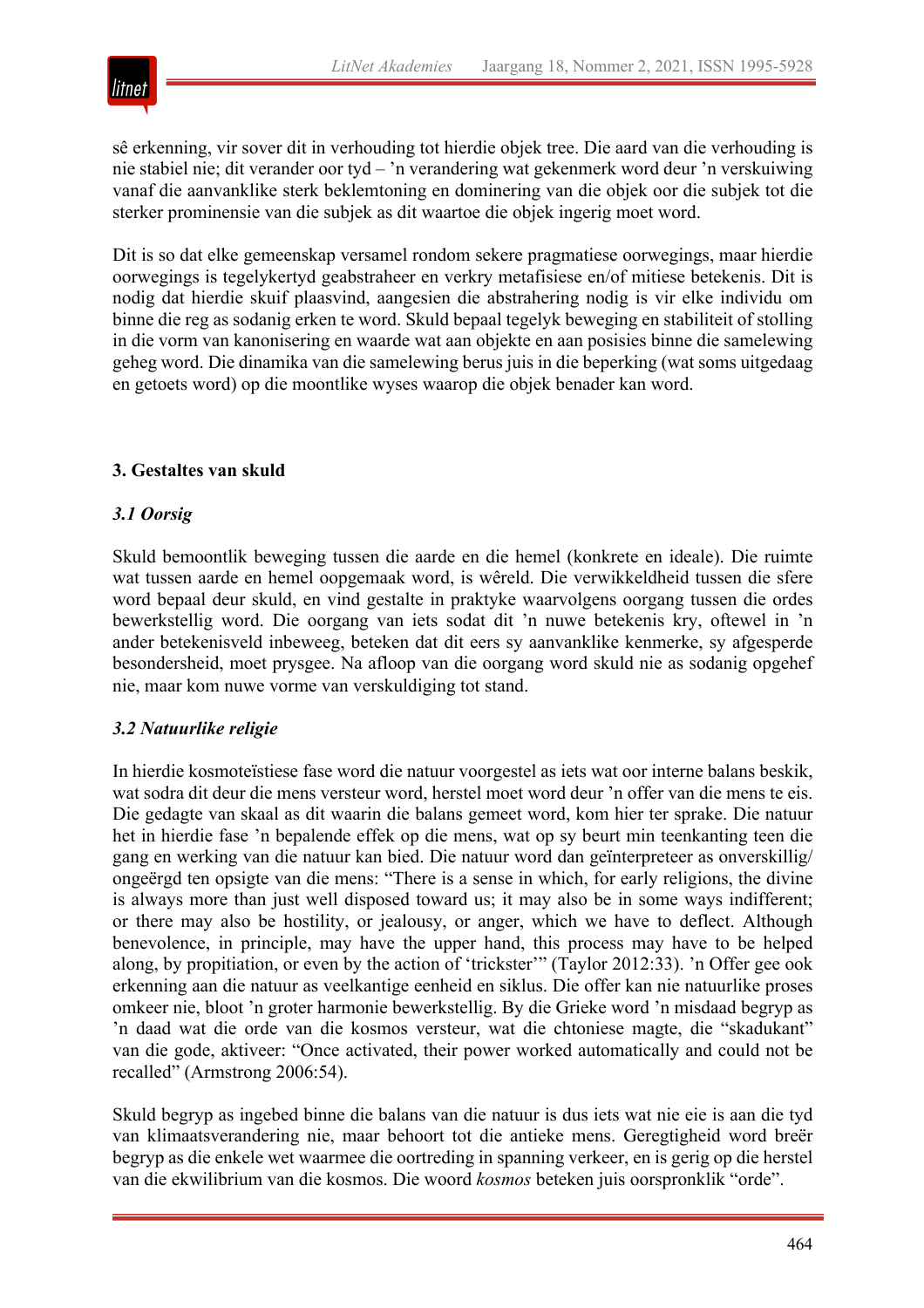sê erkenning, vir sover dit in verhouding tot hierdie objek tree. Die aard van die verhouding is nie stabiel nie; dit verander oor tyd – ’n verandering wat gekenmerk word deur ’n verskuiwing vanaf die aanvanklike sterk beklemtoning en dominering van die objek oor die subjek tot die sterker prominensie van die subjek as dit waartoe die objek ingerig moet word.

Dit is so dat elke gemeenskap versamel rondom sekere pragmatiese oorwegings, maar hierdie oorwegings is tegelykertyd geabstraheer en verkry metafisiese en/of mitiese betekenis. Dit is nodig dat hierdie skuif plaasvind, aangesien die abstrahering nodig is vir elke individu om binne die reg as sodanig erken te word. Skuld bepaal tegelyk beweging en stabiliteit of stolling in die vorm van kanonisering en waarde wat aan objekte en aan posisies binne die samelewing geheg word. Die dinamika van die samelewing berus juis in die beperking (wat soms uitgedaag en getoets word) op die moontlike wyses waarop die objek benader kan word.

## 3. Gestaltes van skuld

### *3.1 Oorsig*

Skuld bemoontlik beweging tussen die aarde en die hemel (konkrete en ideale). Die ruimte wat tussen aarde en hemel oopgemaak word, is wêreld. Die verwikkeldheid tussen die sfere word bepaal deur skuld, en vind gestalte in praktyke waarvolgens oorgang tussen die ordes bewerkstellig word. Die oorgang van iets sodat dit ’n nuwe betekenis kry, oftewel in ’n ander betekenisveld inbeweeg, beteken dat dit eers sy aanvanklike kenmerke, sy afgesperde besondersheid, moet prysgee. Na afloop van die oorgang word skuld nie as sodanig opgehef nie, maar kom nuwe vorme van verskuldiging tot stand.

### *3.2 Natuurlike religie*

In hierdie kosmoteïstiese fase word die natuur voorgestel as iets wat oor interne balans beskik, wat sodra dit deur die mens versteur word, herstel moet word deur ’n offer van die mens te eis. Die gedagte van skaal as dit waarin die balans gemeet word, kom hier ter sprake. Die natuur het in hierdie fase ’n bepalende effek op die mens, wat op sy beurt min teenkanting teen die gang en werking van die natuur kan bied. Die natuur word dan geïnterpreteer as onverskillig/ongeërgd ten opsigte van die mens: “There is a sense in which, for early religions, the divine is always more than just well disposed toward us; it may also be in some ways indifferent; or there may also be hostility, or jealousy, or anger, which we have to deflect. Although benevolence, in principle, may have the upper hand, this process may have to be helped along, by propitiation, or even by the action of ‘trickster’” (Taylor 2012:33). ’n Offer gee ook erkenning aan die natuur as veelkantige eenheid en siklus. Die offer kan nie natuurlike proses omkeer nie, bloot ’n groter harmonie bewerkstellig. By die Grieke word ’n misdaad begryp as ’n daad wat die orde van die kosmos versteur, wat die chtoniese magte, die “skadukant” van die gode, aktiveer: “Once activated, their power worked automatically and could not be recalled” (Armstrong 2006:54).

Skuld begryp as ingebed binne die balans van die natuur is dus iets wat nie eie is aan die tyd van klimaatsverandering nie, maar behoort tot die antieke mens. Geregtigheid word breër begryp as die enkele wet waarmee die oortreding in spanning verkeer, en is gerig op die herstel van die ekwilibrium van die kosmos. Die woord *kosmos* beteken juis oorspronklik “orde”.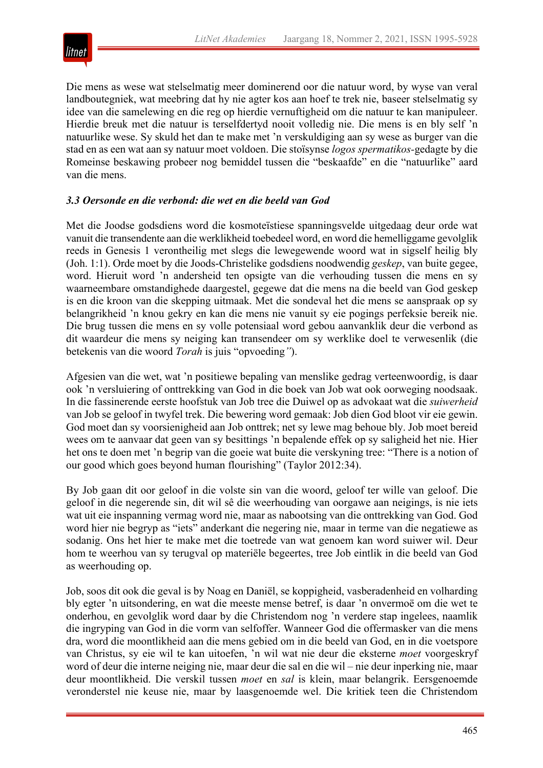Die mens as wese wat stelselmatig meer dominerend oor die natuur word, by wyse van veral landboutegniek, wat meebring dat hy nie agter kos aan hoef te trek nie, baseer stelselmatig sy idee van die samelewing en die reg op hierdie vernuftigheid om die natuur te kan manipuleer. Hierdie breuk met die natuur is terselfdertyd nooit volledig nie. Die mens is en bly self ’n natuurlike wese. Sy skuld het dan te make met ’n verskuldiging aan sy wese as burger van die stad en as een wat aan sy natuur moet voldoen. Die stoïsynse *logos spermatikos*-gedagte by die Romeinse beskawing probeer nog bemiddel tussen die “beskaafde” en die “natuurlike” aard van die mens.

### *3.3 Oersonde en die verbond: die wet en die beeld van God*

Met die Joodse godsdiens word die kosmoteïstiese spanningsvelde uitgedaag deur orde wat vanuit die transendente aan die werklikheid toebedeel word, en word die hemelliggame gevolglik reeds in Genesis 1 verontheilig met slegs die lewegewende woord wat in sigself heilig bly (Joh. 1:1). Orde moet by die Joods-Christelike godsdiens noodwendig *geskep*, van buite gegee, word. Hieruit word ’n andersheid ten opsigte van die verhouding tussen die mens en sy waarneembare omstandighede daargestel, gegewe dat die mens na die beeld van God geskep is en die kroon van die skepping uitmaak. Met die sondeval het die mens se aanspraak op sy belangrikheid ’n knou gekry en kan die mens nie vanuit sy eie pogings perfeksie bereik nie. Die brug tussen die mens en sy volle potensiaal word gebou aanvanklik deur die verbond as dit waardeur die mens sy neiging kan transendeer om sy werklike doel te verwesenlik (die betekenis van die woord *Torah* is juis “opvoeding*”*).

Afgesien van die wet, wat ’n positiewe bepaling van menslike gedrag verteenwoordig, is daar ook ’n versluiering of onttrekking van God in die boek van Job wat ook oorweging noodsaak. In die fassinerende eerste hoofstuk van Job tree die Duiwel op as advokaat wat die *suiwerheid* van Job se geloof in twyfel trek. Die bewering word gemaak: Job dien God bloot vir eie gewin. God moet dan sy voorsienigheid aan Job onttrek; net sy lewe mag behoue bly. Job moet bereid wees om te aanvaar dat geen van sy besittings ’n bepalende effek op sy saligheid het nie. Hier het ons te doen met ’n begrip van die goeie wat buite die verskyning tree: “There is a notion of our good which goes beyond human flourishing” (Taylor 2012:34).

By Job gaan dit oor geloof in die volste sin van die woord, geloof ter wille van geloof. Die geloof in die negerende sin, dit wil sê die weerhouding van oorgawe aan neigings, is nie iets wat uit eie inspanning vermag word nie, maar as nabootsing van die onttrekking van God. God word hier nie begryp as “iets” anderkant die negering nie, maar in terme van die negatiewe as sodanig. Ons het hier te make met die toetrede van wat genoem kan word suiwer wil. Deur hom te weerhou van sy terugval op materiële begeertes, tree Job eintlik in die beeld van God as weerhouding op.

Job, soos dit ook die geval is by Noag en Daniël, se koppigheid, vasberadenheid en volharding bly egter ’n uitsondering, en wat die meeste mense betref, is daar ’n onvermoë om die wet te onderhou, en gevolglik word daar by die Christendom nog ’n verdere stap ingelees, naamlik die ingryping van God in die vorm van selfoffer. Wanneer God die offermasker van die mens dra, word die moontlikheid aan die mens gebied om in die beeld van God, en in die voetspore van Christus, sy eie wil te kan uitoefen, ’n wil wat nie deur die eksterne *moet* voorgeskryf word of deur die interne neiging nie, maar deur die sal en die wil – nie deur inperking nie, maar deur moontlikheid. Die verskil tussen *moet* en *sal* is klein, maar belangrik. Eersgenoemde veronderstel nie keuse nie, maar by laasgenoemde wel. Die kritiek teen die Christendom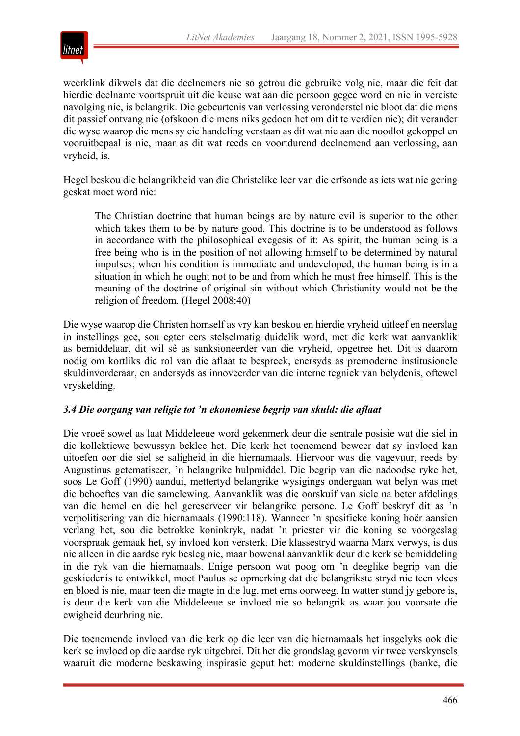weerklink dikwels dat die deelnemers nie so getrou die gebruike volg nie, maar die feit dat hierdie deelname voortspruit uit die keuse wat aan die persoon gegee word en nie in vereiste navolging nie, is belangrik. Die gebeurtenis van verlossing veronderstel nie bloot dat die mens dit passief ontvang nie (ofskoon die mens niks gedoen het om dit te verdien nie); dit verander die wyse waarop die mens sy eie handeling verstaan as dit wat nie aan die noodlot gekoppel en vooruitbepaal is nie, maar as dit wat reeds en voortdurend deelnemend aan verlossing, aan vryheid, is.

Hegel beskou die belangrikheid van die Christelike leer van die erfsonde as iets wat nie gering geskat moet word nie:

> The Christian doctrine that human beings are by nature evil is superior to the other which takes them to be by nature good. This doctrine is to be understood as follows in accordance with the philosophical exegesis of it: As spirit, the human being is a free being who is in the position of not allowing himself to be determined by natural impulses; when his condition is immediate and undeveloped, the human being is in a situation in which he ought not to be and from which he must free himself. This is the meaning of the doctrine of original sin without which Christianity would not be the religion of freedom. (Hegel 2008:40)

Die wyse waarop die Christen homself as vry kan beskou en hierdie vryheid uitleef en neerslag in instellings gee, sou egter eers stelselmatig duidelik word, met die kerk wat aanvanklik as bemiddelaar, dit wil sê as sanksioneerder van die vryheid, opgetree het. Dit is daarom nodig om kortliks die rol van die aflaat te bespreek, enersyds as premoderne institusionele skuldinvorderaar, en andersyds as innoveerder van die interne tegniek van belydenis, oftewel vryskelding.

### *3.4 Die oorgang van religie tot 'n ekonomiese begrip van skuld: die aflaat*

Die vroeë sowel as laat Middeleeue word gekenmerk deur die sentrale posisie wat die siel in die kollektiewe bewussyn beklee het. Die kerk het toenemend beweer dat sy invloed kan uitoefen oor die siel se saligheid in die hiernamaals. Hiervoor was die vagevuur, reeds by Augustinus getematiseer, 'n belangrike hulpmiddel. Die begrip van die nadoodse ryke het, soos Le Goff (1990) aandui, mettertyd belangrike wysigings ondergaan wat belyn was met die behoeftes van die samelewing. Aanvanklik was die oorskuif van siele na beter afdelings van die hemel en die hel gereserveer vir belangrike persone. Le Goff beskryf dit as 'n verpolitisering van die hiernamaals (1990:118). Wanneer 'n spesifieke koning hoër aansien verlang het, sou die betrokke koninkryk, nadat 'n priester vir die koning se voorgeslag voorspraak gemaak het, sy invloed kon versterk. Die klassestryd waarna Marx verwys, is dus nie alleen in die aardse ryk besleg nie, maar bowenal aanvanklik deur die kerk se bemiddeling in die ryk van die hiernamaals. Enige persoon wat poog om 'n deeglike begrip van die geskiedenis te ontwikkel, moet Paulus se opmerking dat die belangrikste stryd nie teen vlees en bloed is nie, maar teen die magte in die lug, met erns oorweeg. In watter stand jy gebore is, is deur die kerk van die Middeleeue se invloed nie so belangrik as waar jou voorsate die ewigheid deurbring nie.

Die toenemende invloed van die kerk op die leer van die hiernamaals het insgelyks ook die kerk se invloed op die aardse ryk uitgebrei. Dit het die grondslag gevorm vir twee verskynsels waaruit die moderne beskawing inspirasie geput het: moderne skuldinstellings (banke, die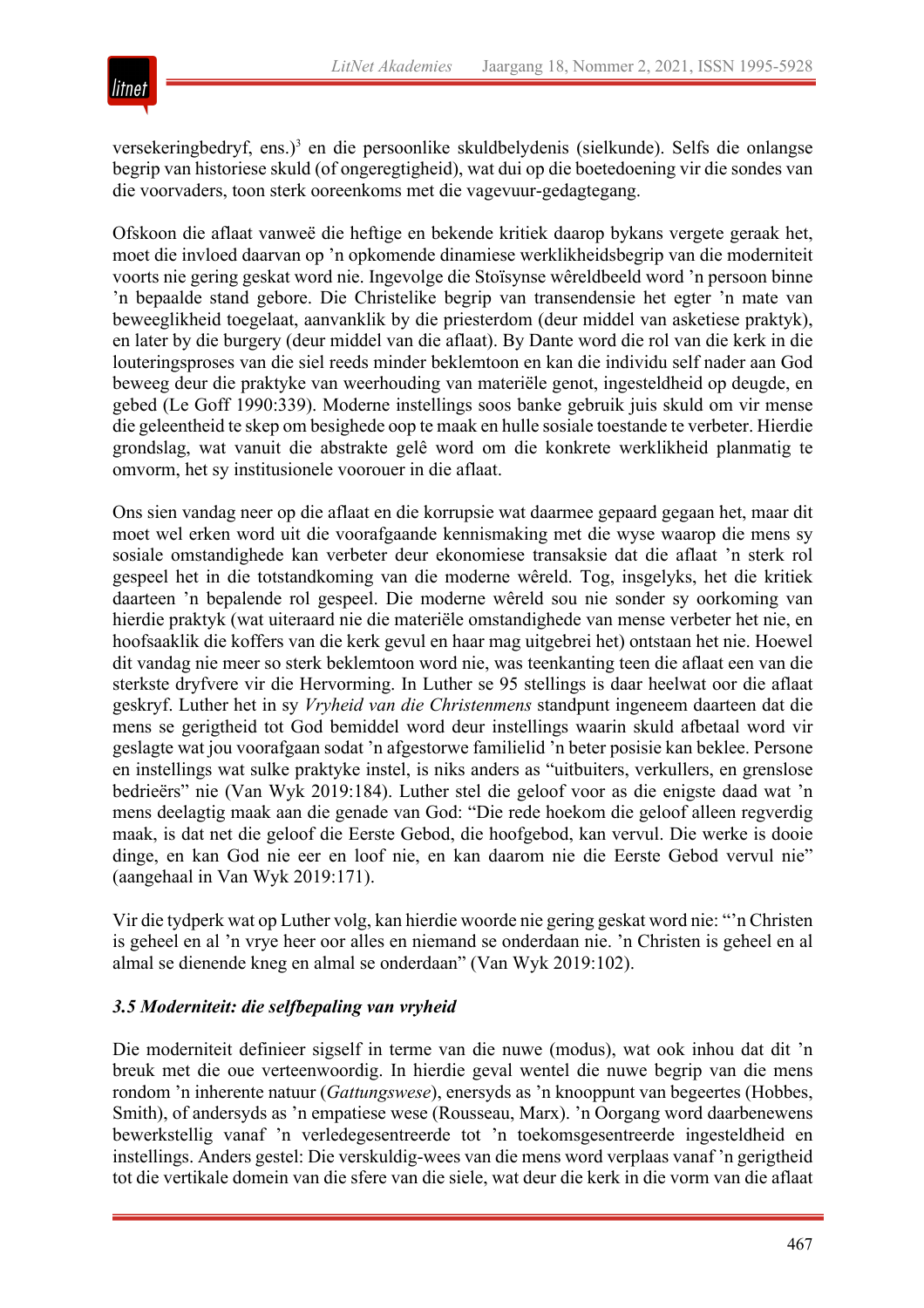versekeringbedryf, ens.)[3] en die persoonlike skuldbelydenis (sielkunde). Selfs die onlangse begrip van historiese skuld (of ongeregtigheid), wat dui op die boetedoening vir die sondes van die voorvaders, toon sterk ooreenkoms met die vagevuur-gedagtegang.

Ofskoon die aflaat vanweë die heftige en bekende kritiek daarop bykans vergete geraak het, moet die invloed daarvan op 'n opkomende dinamiese werklikheidsbegrip van die moderniteit voorts nie gering geskat word nie. Ingevolge die Stoïsynse wêreldbeeld word 'n persoon binne 'n bepaalde stand gebore. Die Christelike begrip van transendensie het egter 'n mate van beweeglikheid toegelaat, aanvanklik by die priesterdom (deur middel van asketiese praktyk), en later by die burgery (deur middel van die aflaat). By Dante word die rol van die kerk in die louteringsproses van die siel reeds minder beklemtoon en kan die individu self nader aan God beweeg deur die praktyke van weerhouding van materiële genot, ingesteldheid op deugde, en gebed (Le Goff 1990:339). Moderne instellings soos banke gebruik juis skuld om vir mense die geleentheid te skep om besighede oop te maak en hulle sosiale toestande te verbeter. Hierdie grondslag, wat vanuit die abstrakte gelê word om die konkrete werklikheid planmatig te omvorm, het sy institusionele voorouer in die aflaat.

Ons sien vandag neer op die aflaat en die korrupsie wat daarmee gepaard gegaan het, maar dit moet wel erken word uit die voorafgaande kennismaking met die wyse waarop die mens sy sosiale omstandighede kan verbeter deur ekonomiese transaksie dat die aflaat 'n sterk rol gespeel het in die totstandkoming van die moderne wêreld. Tog, insgelyks, het die kritiek daarteen 'n bepalende rol gespeel. Die moderne wêreld sou nie sonder sy oorkoming van hierdie praktyk (wat uiteraard nie die materiële omstandighede van mense verbeter het nie, en hoofsaaklik die koffers van die kerk gevul en haar mag uitgebrei het) ontstaan het nie. Hoewel dit vandag nie meer so sterk beklemtoon word nie, was teenkanting teen die aflaat een van die sterkste dryfvere vir die Hervorming. In Luther se 95 stellings is daar heelwat oor die aflaat geskryf. Luther het in sy *Vryheid van die Christenmens* standpunt ingeneem daarteen dat die mens se gerigtheid tot God bemiddel word deur instellings waarin skuld afbetaal word vir geslagte wat jou voorafgaan sodat 'n afgestorwe familielid 'n beter posisie kan beklee. Persone en instellings wat sulke praktyke instel, is niks anders as "uitbuiters, verkullers, en grenslose bedrieërs" nie (Van Wyk 2019:184). Luther stel die geloof voor as die enigste daad wat 'n mens deelagtig maak aan die genade van God: "Die rede hoekom die geloof alleen regverdig maak, is dat net die geloof die Eerste Gebod, die hoofgebod, kan vervul. Die werke is dooie dinge, en kan God nie eer en loof nie, en kan daarom nie die Eerste Gebod vervul nie" (aangehaal in Van Wyk 2019:171).

Vir die tydperk wat op Luther volg, kan hierdie woorde nie gering geskat word nie: "'n Christen is geheel en al 'n vrye heer oor alles en niemand se onderdaan nie. 'n Christen is geheel en al almal se dienende kneg en almal se onderdaan" (Van Wyk 2019:102).

### *3.5 Moderniteit: die selfbepaling van vryheid*

Die moderniteit definieer sigself in terme van die nuwe (modus), wat ook inhou dat dit 'n breuk met die oue verteenwoordig. In hierdie geval wentel die nuwe begrip van die mens rondom 'n inherente natuur (*Gattungswese*), enersyds as 'n knooppunt van begeertes (Hobbes, Smith), of andersyds as 'n empatiese wese (Rousseau, Marx). 'n Oorgang word daarbenewens bewerkstellig vanaf 'n verledegesentreerde tot 'n toekomsgesentreerde ingesteldheid en instellings. Anders gestel: Die verskuldig-wees van die mens word verplaas vanaf 'n gerigtheid tot die vertikale domein van die sfere van die siele, wat deur die kerk in die vorm van die aflaat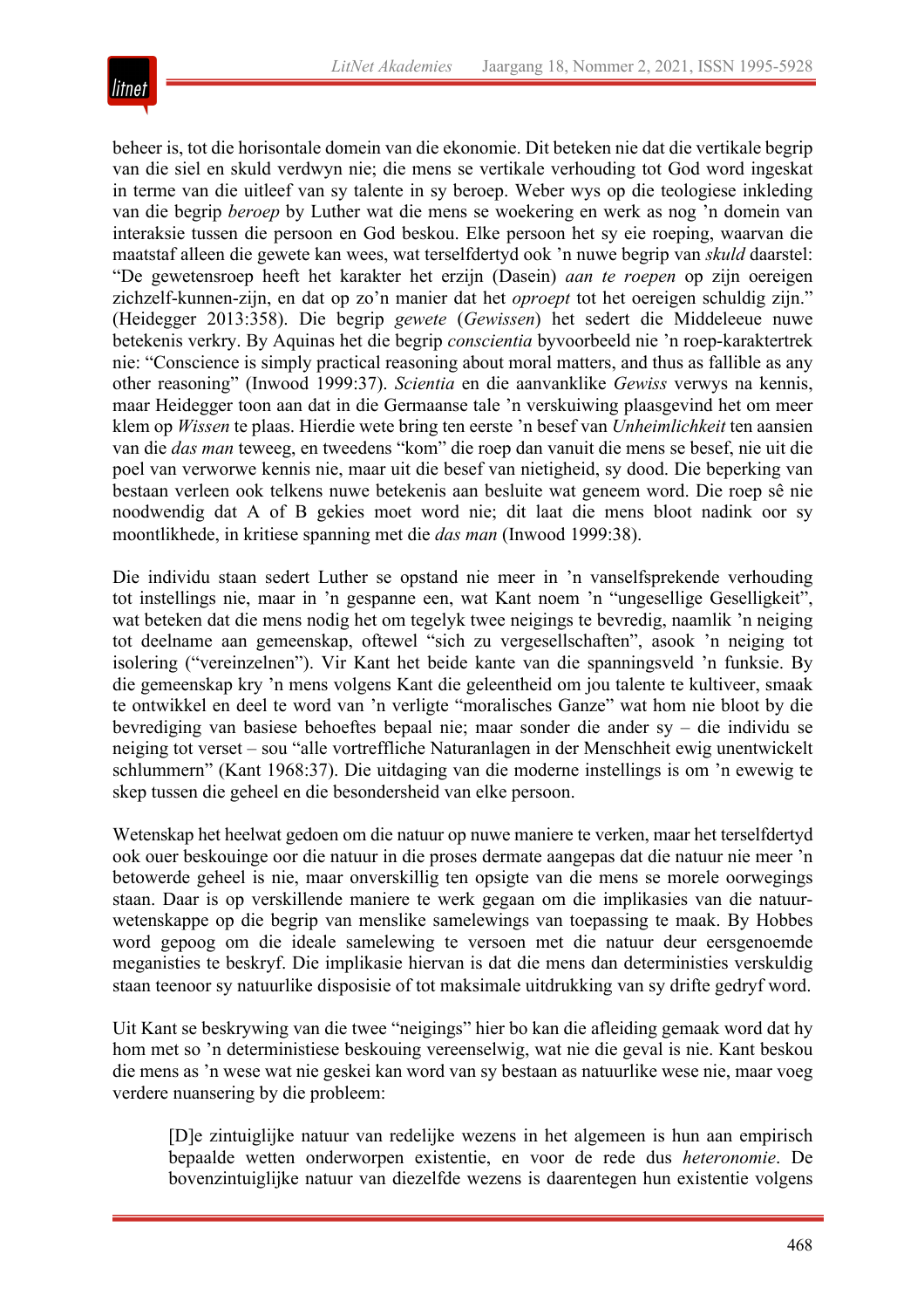beheer is, tot die horisontale domein van die ekonomie. Dit beteken nie dat die vertikale begrip van die siel en skuld verdwyn nie; die mens se vertikale verhouding tot God word ingeskat in terme van die uitleef van sy talente in sy beroep. Weber wys op die teologiese inkleding van die begrip *beroep* by Luther wat die mens se woekering en werk as nog 'n domein van interaksie tussen die persoon en God beskou. Elke persoon het sy eie roeping, waarvan die maatstaf alleen die gewete kan wees, wat terselfdertyd ook 'n nuwe begrip van *skuld* daarstel: "De gewetensroep heeft het karakter het erzijn (Dasein) *aan te roepen* op zijn oereigen zichzelf-kunnen-zijn, en dat op zo'n manier dat het *oproept* tot het oereigen schuldig zijn." (Heidegger 2013:358). Die begrip *gewete* (*Gewissen*) het sedert die Middeleeue nuwe betekenis verkry. By Aquinas het die begrip *conscientia* byvoorbeeld nie 'n roep-karaktertrek nie: "Conscience is simply practical reasoning about moral matters, and thus as fallible as any other reasoning" (Inwood 1999:37). *Scientia* en die aanvanklike *Gewiss* verwys na kennis, maar Heidegger toon aan dat in die Germaanse tale 'n verskuiwing plaasgevind het om meer klem op *Wissen* te plaas. Hierdie wete bring ten eerste 'n besef van *Unheimlichkeit* ten aansien van die *das man* teweeg, en tweedens "kom" die roep dan vanuit die mens se besef, nie uit die poel van verworwe kennis nie, maar uit die besef van nietigheid, sy dood. Die beperking van bestaan verleen ook telkens nuwe betekenis aan besluite wat geneem word. Die roep sê nie noodwendig dat A of B gekies moet word nie; dit laat die mens bloot nadink oor sy moontlikhede, in kritiese spanning met die *das man* (Inwood 1999:38).

Die individu staan sedert Luther se opstand nie meer in 'n vanselfsprekende verhouding tot instellings nie, maar in 'n gespanne een, wat Kant noem 'n "ungesellige Geselligkeit", wat beteken dat die mens nodig het om tegelyk twee neigings te bevredig, naamlik 'n neiging tot deelname aan gemeenskap, oftewel "sich zu vergesellschaften", asook 'n neiging tot isolering ("vereinzelnen"). Vir Kant het beide kante van die spanningsveld 'n funksie. By die gemeenskap kry 'n mens volgens Kant die geleentheid om jou talente te kultiveer, smaak te ontwikkel en deel te word van 'n verligte "moralisches Ganze" wat hom nie bloot by die bevrediging van basiese behoeftes bepaal nie; maar sonder die ander sy – die individu se neiging tot verset – sou "alle vortreffliche Naturanlagen in der Menschheit ewig unentwickelt schlummern" (Kant 1968:37). Die uitdaging van die moderne instellings is om 'n ewewig te skep tussen die geheel en die besondersheid van elke persoon.

Wetenskap het heelwat gedoen om die natuur op nuwe maniere te verken, maar het terselfdertyd ook ouer beskouinge oor die natuur in die proses dermate aangepas dat die natuur nie meer 'n betowerde geheel is nie, maar onverskillig ten opsigte van die mens se morele oorwegings staan. Daar is op verskillende maniere te werk gegaan om die implikasies van die natuurwetenskappe op die begrip van menslike samelewings van toepassing te maak. By Hobbes word gepoog om die ideale samelewing te versoen met die natuur deur eersgenoemde meganisties te beskryf. Die implikasie hiervan is dat die mens dan deterministies verskuldig staan teenoor sy natuurlike disposisie of tot maksimale uitdrukking van sy drifte gedryf word.

Uit Kant se beskrywing van die twee "neigings" hier bo kan die afleiding gemaak word dat hy hom met so 'n deterministiese beskouing vereenselwig, wat nie die geval is nie. Kant beskou die mens as 'n wese wat nie geskei kan word van sy bestaan as natuurlike wese nie, maar voeg verdere nuansering by die probleem:

> [D]e zintuiglijke natuur van redelijke wezens in het algemeen is hun aan empirisch bepaalde wetten onderworpen existentie, en voor de rede dus *heteronomie*. De bovenzintuiglijke natuur van diezelfde wezens is daarentegen hun existentie volgens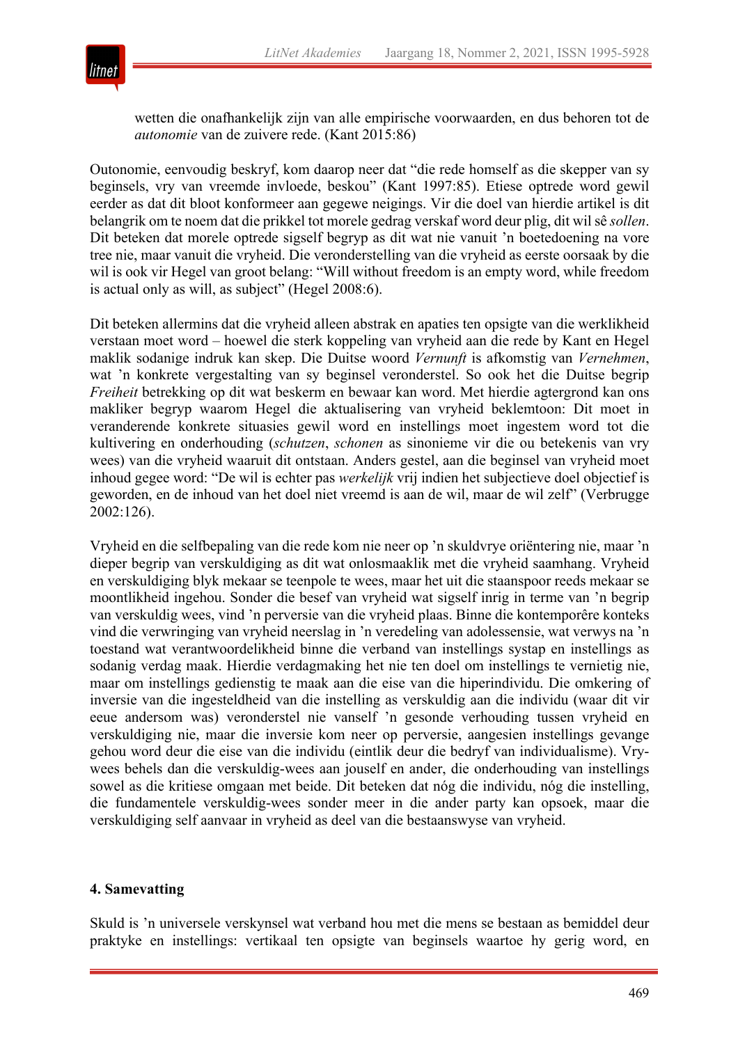wetten die onafhankelijk zijn van alle empirische voorwaarden, en dus behoren tot de *autonomie* van de zuivere rede. (Kant 2015:86)

Outonomie, eenvoudig beskryf, kom daarop neer dat "die rede homself as die skepper van sy beginsels, vry van vreemde invloede, beskou" (Kant 1997:85). Etiese optrede word gewil eerder as dat dit bloot konformeer aan gegewe neigings. Vir die doel van hierdie artikel is dit belangrik om te noem dat die prikkel tot morele gedrag verskaf word deur plig, dit wil sê *sollen*. Dit beteken dat morele optrede sigself begryp as dit wat nie vanuit 'n boetedoening na vore tree nie, maar vanuit die vryheid. Die veronderstelling van die vryheid as eerste oorsaak by die wil is ook vir Hegel van groot belang: "Will without freedom is an empty word, while freedom is actual only as will, as subject" (Hegel 2008:6).

Dit beteken allermins dat die vryheid alleen abstrak en apaties ten opsigte van die werklikheid verstaan moet word – hoewel die sterk koppeling van vryheid aan die rede by Kant en Hegel maklik sodanige indruk kan skep. Die Duitse woord *Vernunft* is afkomstig van *Vernehmen*, wat 'n konkrete vergestalting van sy beginsel veronderstel. So ook het die Duitse begrip *Freiheit* betrekking op dit wat beskerm en bewaar kan word. Met hierdie agtergrond kan ons makliker begryp waarom Hegel die aktualisering van vryheid beklemtoon: Dit moet in veranderende konkrete situasies gewil word en instellings moet ingestem word tot die kultivering en onderhouding (*schutzen*, *schonen* as sinonieme vir die ou betekenis van vry wees) van die vryheid waaruit dit ontstaan. Anders gestel, aan die beginsel van vryheid moet inhoud gegee word: "De wil is echter pas *werkelijk* vrij indien het subjectieve doel objectief is geworden, en de inhoud van het doel niet vreemd is aan de wil, maar de wil zelf" (Verbrugge 2002:126).

Vryheid en die selfbepaling van die rede kom nie neer op 'n skuldvrye oriëntering nie, maar 'n dieper begrip van verskuldiging as dit wat onlosmaaklik met die vryheid saamhang. Vryheid en verskuldiging blyk mekaar se teenpole te wees, maar het uit die staanspoor reeds mekaar se moontlikheid ingehou. Sonder die besef van vryheid wat sigself inrig in terme van 'n begrip van verskuldig wees, vind 'n perversie van die vryheid plaas. Binne die kontemporêre konteks vind die verwringing van vryheid neerslag in 'n veredeling van adolessensie, wat verwys na 'n toestand wat verantwoordelikheid binne die verband van instellings systap en instellings as sodanig verdag maak. Hierdie verdagmaking het nie ten doel om instellings te vernietig nie, maar om instellings gedienstig te maak aan die eise van die hiperindividu. Die omkering of inversie van die ingesteldheid van die instelling as verskuldig aan die individu (waar dit vir eeue andersom was) veronderstel nie vanself 'n gesonde verhouding tussen vryheid en verskuldiging nie, maar die inversie kom neer op perversie, aangesien instellings gevange gehou word deur die eise van die individu (eintlik deur die bedryf van individualisme). Vry-wees behels dan die verskuldig-wees aan jouself en ander, die onderhouding van instellings sowel as die kritiese omgaan met beide. Dit beteken dat nóg die individu, nóg die instelling, die fundamentele verskuldig-wees sonder meer in die ander party kan opsoek, maar die verskuldiging self aanvaar in vryheid as deel van die bestaanswyse van vryheid.

## 4. Samevatting

Skuld is 'n universele verskynsel wat verband hou met die mens se bestaan as bemiddel deur praktyke en instellings: vertikaal ten opsigte van beginsels waartoe hy gerig word, en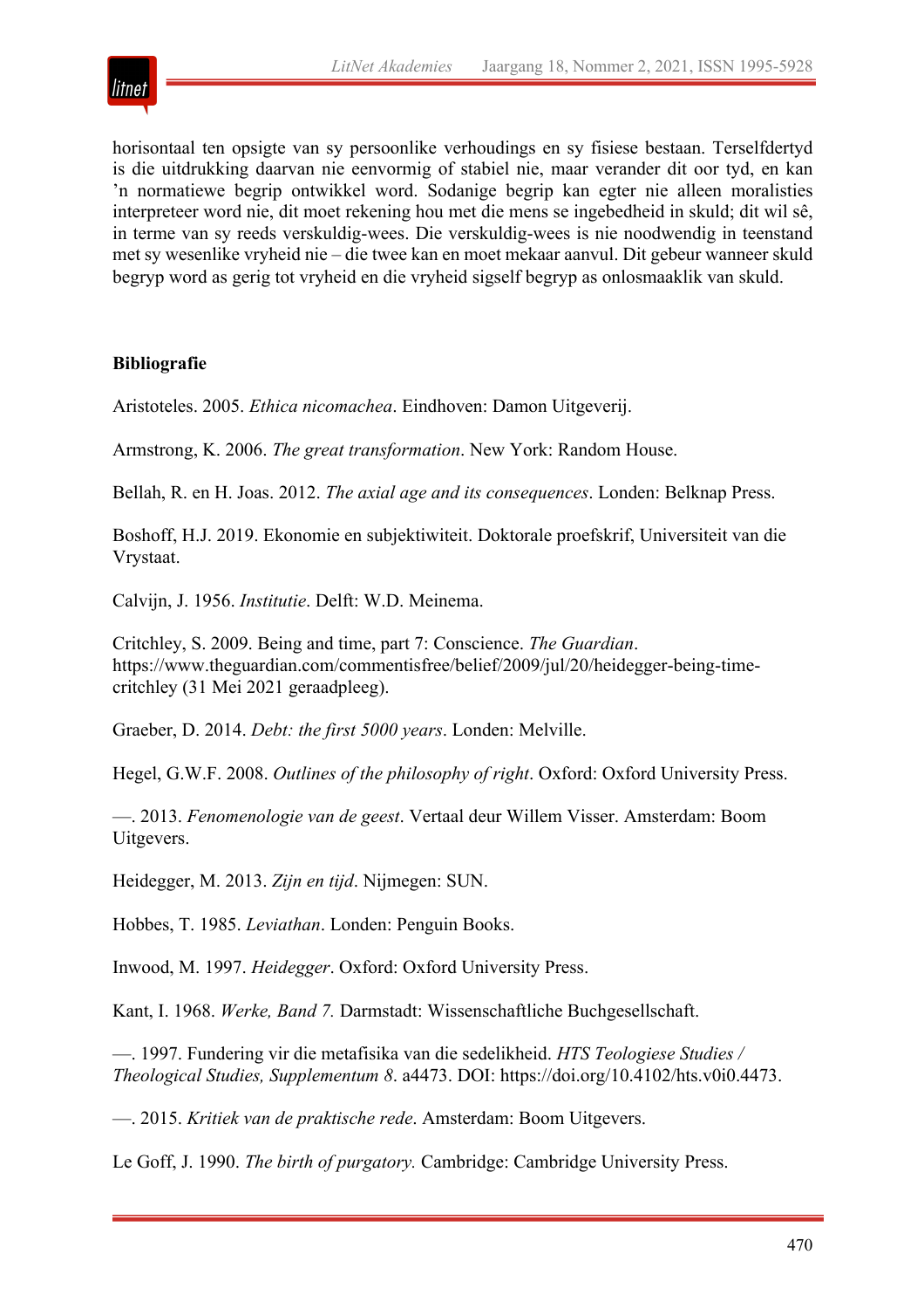horisontaal ten opsigte van sy persoonlike verhoudings en sy fisiese bestaan. Terselfdertyd is die uitdrukking daarvan nie eenvormig of stabiel nie, maar verander dit oor tyd, en kan 'n normatiewe begrip ontwikkel word. Sodanige begrip kan egter nie alleen moralisties interpreteer word nie, dit moet rekening hou met die mens se ingebedheid in skuld; dit wil sê, in terme van sy reeds verskuldig-wees. Die verskuldig-wees is nie noodwendig in teenstand met sy wesenlike vryheid nie – die twee kan en moet mekaar aanvul. Dit gebeur wanneer skuld begryp word as gerig tot vryheid en die vryheid sigself begryp as onlosmaaklik van skuld.

**Bibliografie**

Aristoteles. 2005. *Ethica nicomachea*. Eindhoven: Damon Uitgeverij.

Armstrong, K. 2006. *The great transformation*. New York: Random House.

Bellah, R. en H. Joas. 2012. *The axial age and its consequences*. Londen: Belknap Press.

Boshoff, H.J. 2019. Ekonomie en subjektiwiteit. Doktorale proefskrif, Universiteit van die Vrystaat.

Calvijn, J. 1956. *Institutie*. Delft: W.D. Meinema.

Critchley, S. 2009. Being and time, part 7: Conscience. *The Guardian*. https://www.theguardian.com/commentisfree/belief/2009/jul/20/heidegger-being-time-critchley (31 Mei 2021 geraadpleeg).

Graeber, D. 2014. *Debt: the first 5000 years*. Londen: Melville.

Hegel, G.W.F. 2008. *Outlines of the philosophy of right*. Oxford: Oxford University Press.

—. 2013. *Fenomenologie van de geest*. Vertaal deur Willem Visser. Amsterdam: Boom Uitgevers.

Heidegger, M. 2013. *Zijn en tijd*. Nijmegen: SUN.

Hobbes, T. 1985. *Leviathan*. Londen: Penguin Books.

Inwood, M. 1997. *Heidegger*. Oxford: Oxford University Press.

Kant, I. 1968. *Werke, Band 7.* Darmstadt: Wissenschaftliche Buchgesellschaft.

—. 1997. Fundering vir die metafisika van die sedelikheid. *HTS Teologiese Studies / Theological Studies, Supplementum 8*. a4473. DOI: https://doi.org/10.4102/hts.v0i0.4473.

—. 2015. *Kritiek van de praktische rede*. Amsterdam: Boom Uitgevers.

Le Goff, J. 1990. *The birth of purgatory.* Cambridge: Cambridge University Press.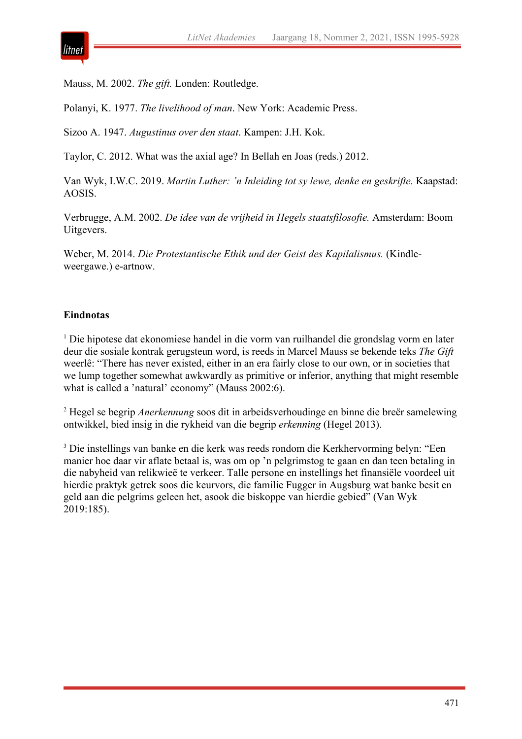Mauss, M. 2002. *The gift.* Londen: Routledge.

Polanyi, K. 1977. *The livelihood of man*. New York: Academic Press.

Sizoo A. 1947. *Augustinus over den staat*. Kampen: J.H. Kok.

Taylor, C. 2012. What was the axial age? In Bellah en Joas (reds.) 2012.

Van Wyk, I.W.C. 2019. *Martin Luther: ’n Inleiding tot sy lewe, denke en geskrifte.* Kaapstad: AOSIS.

Verbrugge, A.M. 2002. *De idee van de vrijheid in Hegels staatsfilosofie.* Amsterdam: Boom Uitgevers.

Weber, M. 2014. *Die Protestantische Ethik und der Geist des Kapilalismus.* (Kindle-weergawe.) e-artnow.

**Eindnotas**

[1] Die hipotese dat ekonomiese handel in die vorm van ruilhandel die grondslag vorm en later deur die sosiale kontrak gerugsteun word, is reeds in Marcel Mauss se bekende teks *The Gift* weerlê: “There has never existed, either in an era fairly close to our own, or in societies that we lump together somewhat awkwardly as primitive or inferior, anything that might resemble what is called a ’natural’ economy” (Mauss 2002:6).

[2] Hegel se begrip *Anerkennung* soos dit in arbeidsverhoudinge en binne die breër samelewing ontwikkel, bied insig in die rykheid van die begrip *erkenning* (Hegel 2013).

[3] Die instellings van banke en die kerk was reeds rondom die Kerkhervorming belyn: “Een manier hoe daar vir aflate betaal is, was om op ’n pelgrimstog te gaan en dan teen betaling in die nabyheid van relikwieë te verkeer. Talle persone en instellings het finansiële voordeel uit hierdie praktyk getrek soos die keurvors, die familie Fugger in Augsburg wat banke besit en geld aan die pelgrims geleen het, asook die biskoppe van hierdie gebied” (Van Wyk 2019:185).